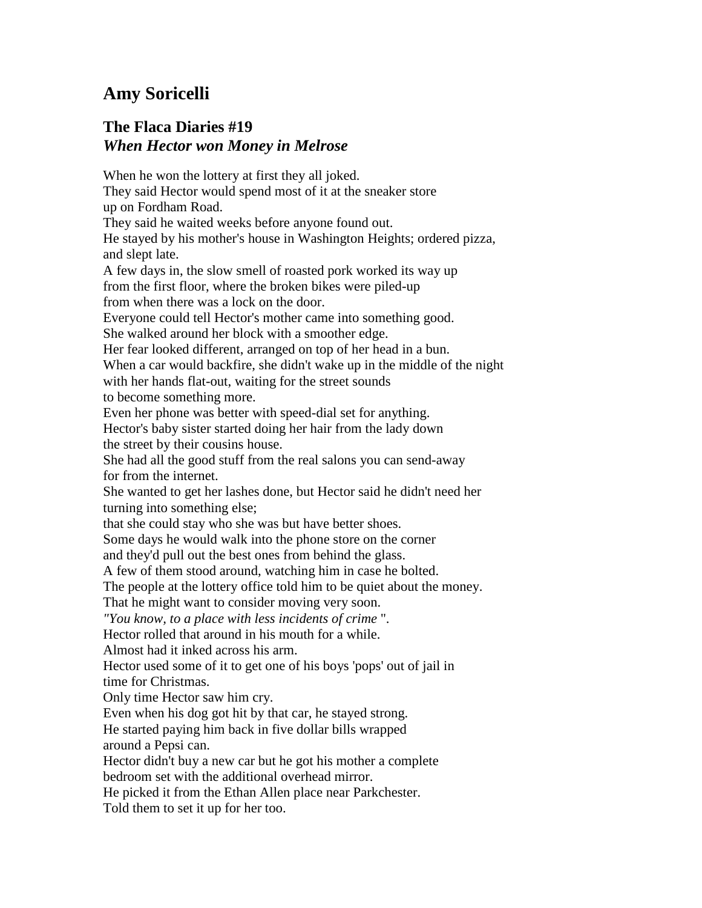## Amy Soricelli

### The Flaca Diaries #19
### *When Hector won Money in Melrose*

When he won the lottery at first they all joked.  
They said Hector would spend most of it at the sneaker store  
up on Fordham Road.  
They said he waited weeks before anyone found out.  
He stayed by his mother's house in Washington Heights; ordered pizza,  
and slept late.  
A few days in, the slow smell of roasted pork worked its way up  
from the first floor, where the broken bikes were piled-up  
from when there was a lock on the door.  
Everyone could tell Hector's mother came into something good.  
She walked around her block with a smoother edge.  
Her fear looked different, arranged on top of her head in a bun.  
When a car would backfire, she didn't wake up in the middle of the night  
with her hands flat-out, waiting for the street sounds  
to become something more.  
Even her phone was better with speed-dial set for anything.  
Hector's baby sister started doing her hair from the lady down  
the street by their cousins house.  
She had all the good stuff from the real salons you can send-away  
for from the internet.  
She wanted to get her lashes done, but Hector said he didn't need her  
turning into something else;  
that she could stay who she was but have better shoes.  
Some days he would walk into the phone store on the corner  
and they'd pull out the best ones from behind the glass.  
A few of them stood around, watching him in case he bolted.  
The people at the lottery office told him to be quiet about the money.  
That he might want to consider moving very soon.  
*"You know, to a place with less incidents of crime* ".  
Hector rolled that around in his mouth for a while.  
Almost had it inked across his arm.  
Hector used some of it to get one of his boys 'pops' out of jail in  
time for Christmas.  
Only time Hector saw him cry.  
Even when his dog got hit by that car, he stayed strong.  
He started paying him back in five dollar bills wrapped  
around a Pepsi can.  
Hector didn't buy a new car but he got his mother a complete  
bedroom set with the additional overhead mirror.  
He picked it from the Ethan Allen place near Parkchester.  
Told them to set it up for her too.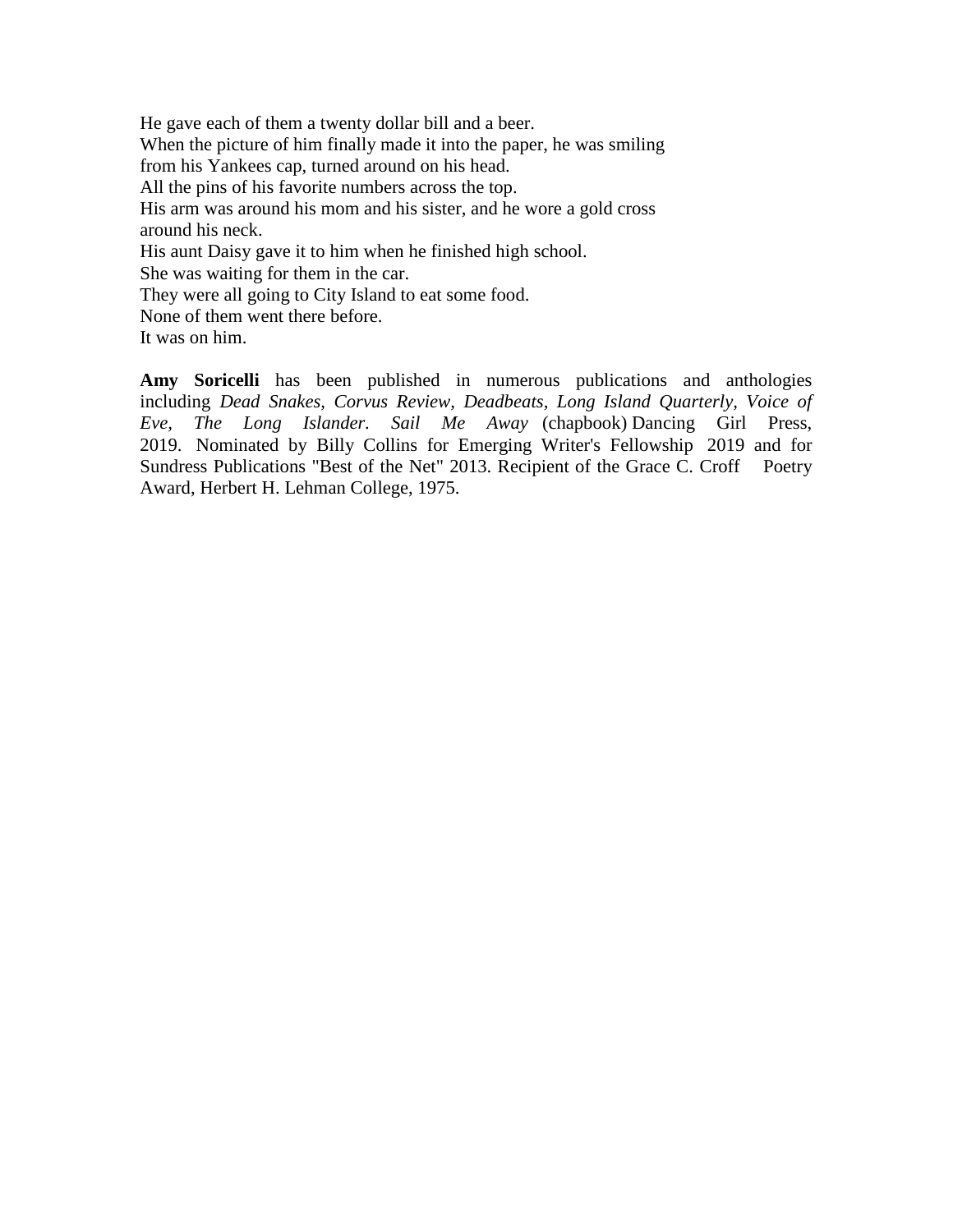He gave each of them a twenty dollar bill and a beer.
When the picture of him finally made it into the paper, he was smiling
from his Yankees cap, turned around on his head.
All the pins of his favorite numbers across the top.
His arm was around his mom and his sister, and he wore a gold cross
around his neck.
His aunt Daisy gave it to him when he finished high school.
She was waiting for them in the car.
They were all going to City Island to eat some food.
None of them went there before.
It was on him.

**Amy Soricelli** has been published in numerous publications and anthologies including *Dead Snakes, Corvus Review, Deadbeats, Long Island Quarterly, Voice of Eve, The Long Islander. Sail Me Away* (chapbook) Dancing Girl Press, 2019. Nominated by Billy Collins for Emerging Writer's Fellowship 2019 and for Sundress Publications "Best of the Net" 2013. Recipient of the Grace C. Croff Poetry Award, Herbert H. Lehman College, 1975.